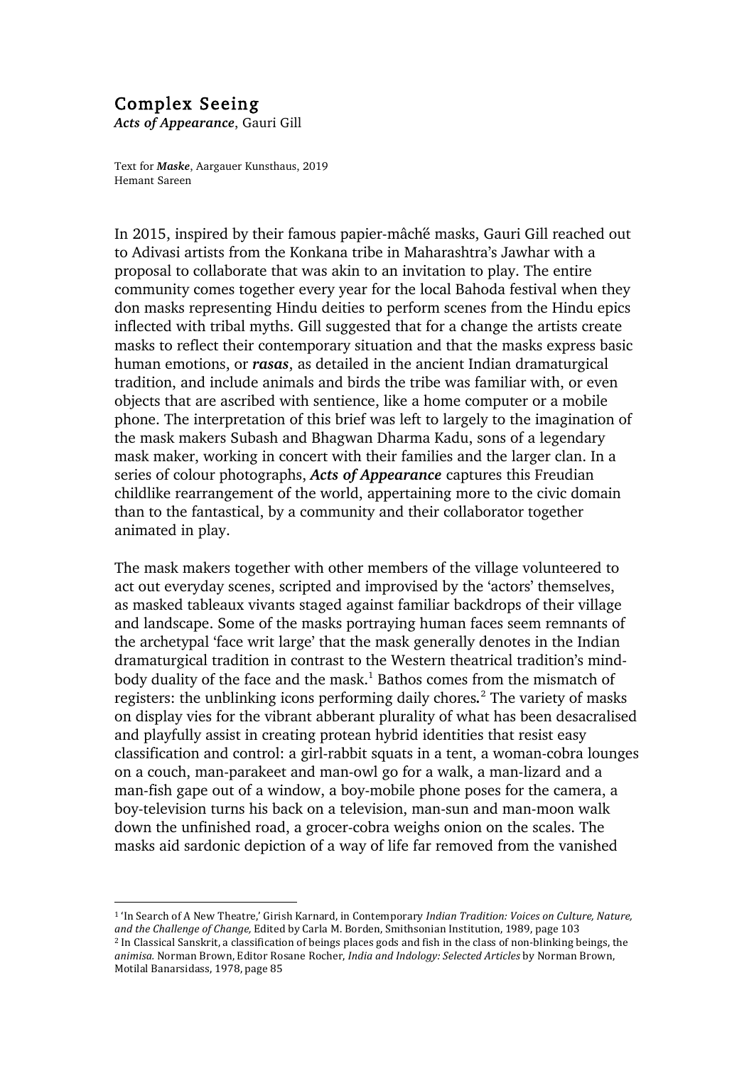# Complex Seeing

***Acts of Appearance***, Gauri Gill

Text for ***Maske***, Aargauer Kunsthaus, 2019
Hemant Sareen

In 2015, inspired by their famous papier-mâché masks, Gauri Gill reached out to Adivasi artists from the Konkana tribe in Maharashtra's Jawhar with a proposal to collaborate that was akin to an invitation to play. The entire community comes together every year for the local Bahoda festival when they don masks representing Hindu deities to perform scenes from the Hindu epics inflected with tribal myths. Gill suggested that for a change the artists create masks to reflect their contemporary situation and that the masks express basic human emotions, or ***rasas***, as detailed in the ancient Indian dramaturgical tradition, and include animals and birds the tribe was familiar with, or even objects that are ascribed with sentience, like a home computer or a mobile phone. The interpretation of this brief was left to largely to the imagination of the mask makers Subash and Bhagwan Dharma Kadu, sons of a legendary mask maker, working in concert with their families and the larger clan. In a series of colour photographs, ***Acts of Appearance*** captures this Freudian childlike rearrangement of the world, appertaining more to the civic domain than to the fantastical, by a community and their collaborator together animated in play.

The mask makers together with other members of the village volunteered to act out everyday scenes, scripted and improvised by the 'actors' themselves, as masked tableaux vivants staged against familiar backdrops of their village and landscape. Some of the masks portraying human faces seem remnants of the archetypal 'face writ large' that the mask generally denotes in the Indian dramaturgical tradition in contrast to the Western theatrical tradition's mind-body duality of the face and the mask.[1] Bathos comes from the mismatch of registers: the unblinking icons performing daily chores.[2] The variety of masks on display vies for the vibrant abberant plurality of what has been desacralised and playfully assist in creating protean hybrid identities that resist easy classification and control: a girl-rabbit squats in a tent, a woman-cobra lounges on a couch, man-parakeet and man-owl go for a walk, a man-lizard and a man-fish gape out of a window, a boy-mobile phone poses for the camera, a boy-television turns his back on a television, man-sun and man-moon walk down the unfinished road, a grocer-cobra weighs onion on the scales. The masks aid sardonic depiction of a way of life far removed from the vanished

---

[1] 'In Search of A New Theatre,' Girish Karnard, in Contemporary *Indian Tradition: Voices on Culture, Nature, and the Challenge of Change,* Edited by Carla M. Borden, Smithsonian Institution, 1989, page 103

[2] In Classical Sanskrit, a classification of beings places gods and fish in the class of non-blinking beings, the *animisa.* Norman Brown, Editor Rosane Rocher, *India and Indology: Selected Articles* by Norman Brown, Motilal Banarsidass, 1978, page 85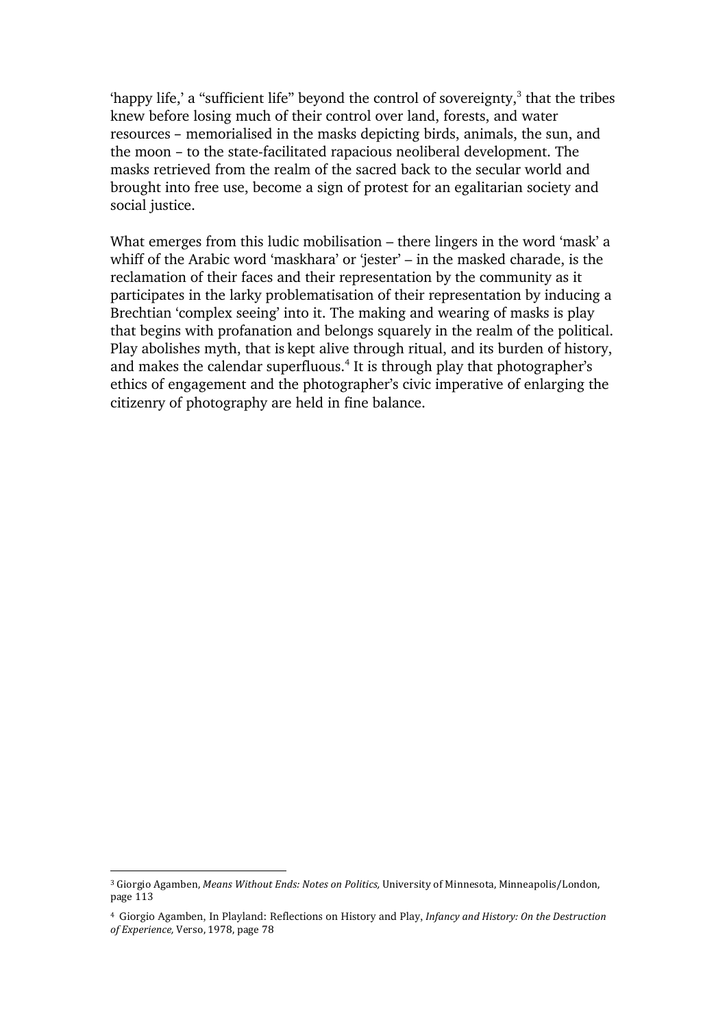'happy life,' a "sufficient life" beyond the control of sovereignty,[3] that the tribes knew before losing much of their control over land, forests, and water resources – memorialised in the masks depicting birds, animals, the sun, and the moon – to the state-facilitated rapacious neoliberal development. The masks retrieved from the realm of the sacred back to the secular world and brought into free use, become a sign of protest for an egalitarian society and social justice.

What emerges from this ludic mobilisation – there lingers in the word 'mask' a whiff of the Arabic word 'maskhara' or 'jester' – in the masked charade, is the reclamation of their faces and their representation by the community as it participates in the larky problematisation of their representation by inducing a Brechtian 'complex seeing' into it. The making and wearing of masks is play that begins with profanation and belongs squarely in the realm of the political. Play abolishes myth, that is kept alive through ritual, and its burden of history, and makes the calendar superfluous.[4] It is through play that photographer's ethics of engagement and the photographer's civic imperative of enlarging the citizenry of photography are held in fine balance.

---

[3] Giorgio Agamben, *Means Without Ends: Notes on Politics,* University of Minnesota, Minneapolis/London, page 113

[4] Giorgio Agamben, In Playland: Reflections on History and Play, *Infancy and History: On the Destruction of Experience,* Verso, 1978, page 78